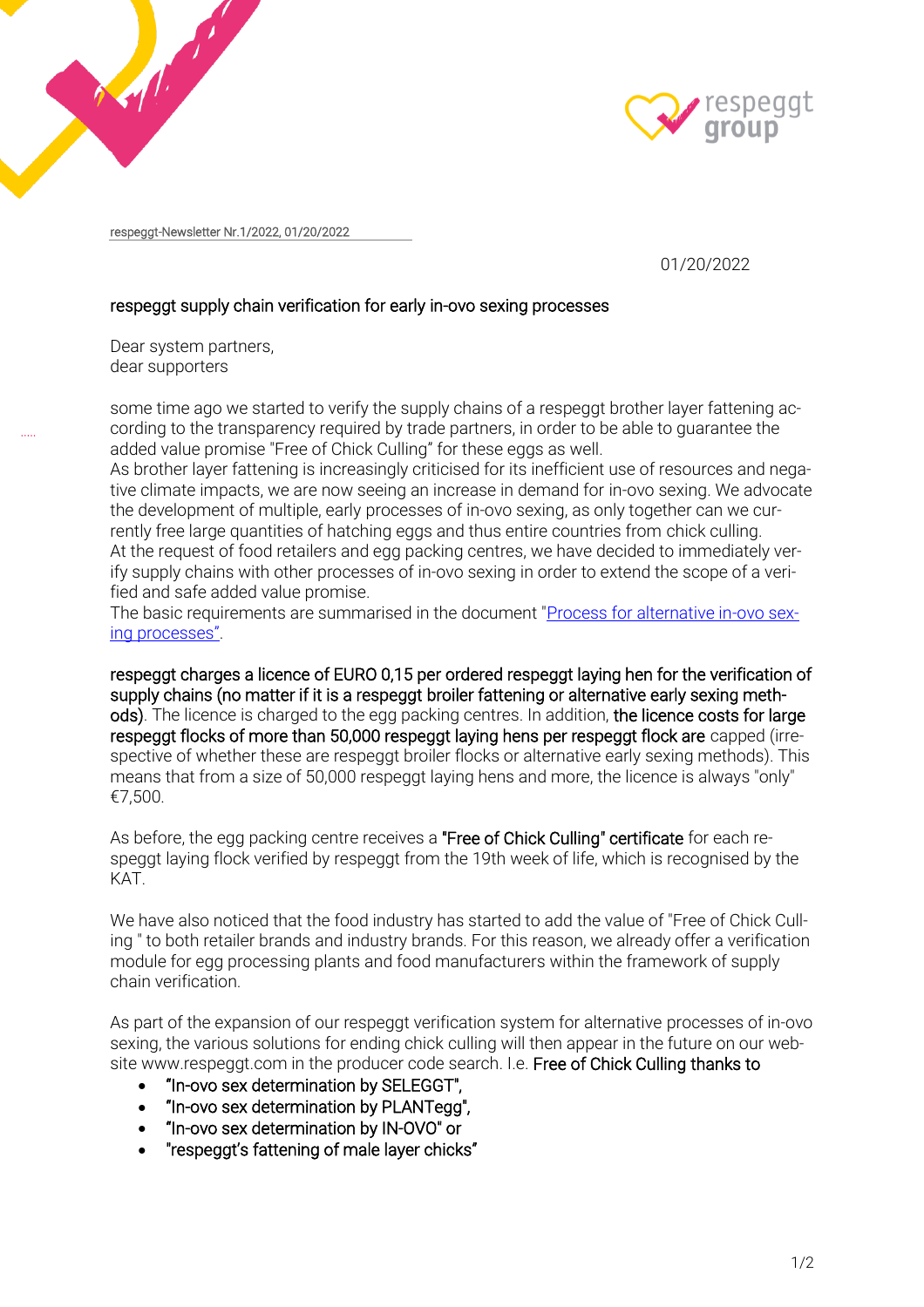respeggt-Newsletter Nr.1/2022, 01/20/2022

01/20/2022

## respeggt supply chain verification for early in-ovo sexing processes

Dear system partners,
dear supporters

some time ago we started to verify the supply chains of a respeggt brother layer fattening according to the transparency required by trade partners, in order to be able to guarantee the added value promise "Free of Chick Culling" for these eggs as well.
As brother layer fattening is increasingly criticised for its inefficient use of resources and negative climate impacts, we are now seeing an increase in demand for in-ovo sexing. We advocate the development of multiple, early processes of in-ovo sexing, as only together can we currently free large quantities of hatching eggs and thus entire countries from chick culling.
At the request of food retailers and egg packing centres, we have decided to immediately verify supply chains with other processes of in-ovo sexing in order to extend the scope of a verified and safe added value promise.
The basic requirements are summarised in the document "Process for alternative in-ovo sexing processes".

**respeggt charges a licence of EURO 0,15 per ordered respeggt laying hen for the verification of supply chains (no matter if it is a respeggt broiler fattening or alternative early sexing methods)**. The licence is charged to the egg packing centres. In addition, **the licence costs for large respeggt flocks of more than 50,000 respeggt laying hens per respeggt flock are** capped (irrespective of whether these are respeggt broiler flocks or alternative early sexing methods). This means that from a size of 50,000 respeggt laying hens and more, the licence is always "only" €7,500.

As before, the egg packing centre receives a **"Free of Chick Culling" certificate** for each respeggt laying flock verified by respeggt from the 19th week of life, which is recognised by the KAT.

We have also noticed that the food industry has started to add the value of "Free of Chick Culling " to both retailer brands and industry brands. For this reason, we already offer a verification module for egg processing plants and food manufacturers within the framework of supply chain verification.

As part of the expansion of our respeggt verification system for alternative processes of in-ovo sexing, the various solutions for ending chick culling will then appear in the future on our website www.respeggt.com in the producer code search. I.e. **Free of Chick Culling thanks to**

- **"In-ovo sex determination by SELEGGT",**
- **"In-ovo sex determination by PLANTegg",**
- **"In-ovo sex determination by IN-OVO" or**
- **"respeggt's fattening of male layer chicks"**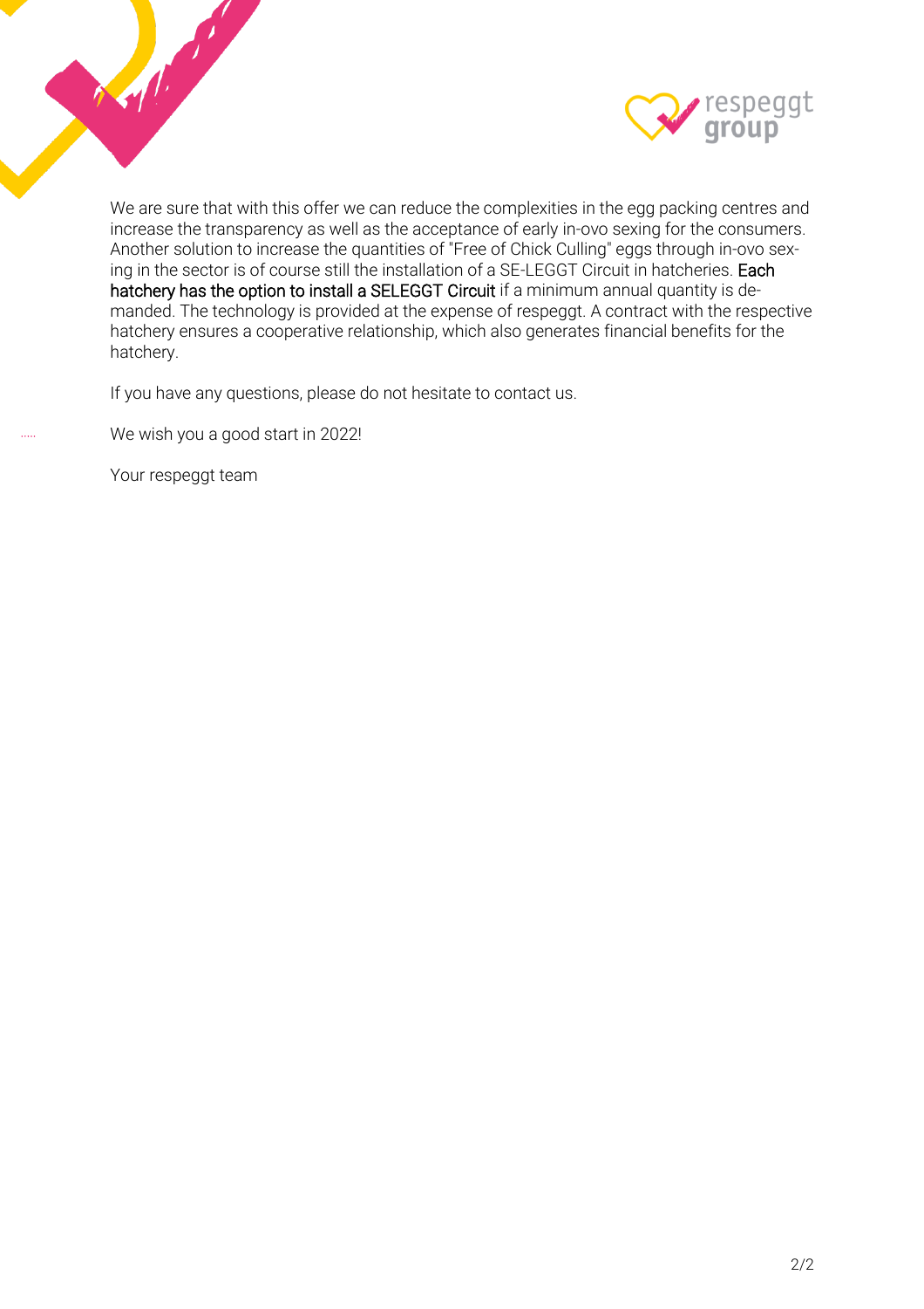We are sure that with this offer we can reduce the complexities in the egg packing centres and increase the transparency as well as the acceptance of early in-ovo sexing for the consumers. Another solution to increase the quantities of "Free of Chick Culling" eggs through in-ovo sexing in the sector is of course still the installation of a SE-LEGGT Circuit in hatcheries. Each hatchery has the option to install a SELEGGT Circuit if a minimum annual quantity is demanded. The technology is provided at the expense of respeggt. A contract with the respective hatchery ensures a cooperative relationship, which also generates financial benefits for the hatchery.

If you have any questions, please do not hesitate to contact us.

We wish you a good start in 2022!

Your respeggt team